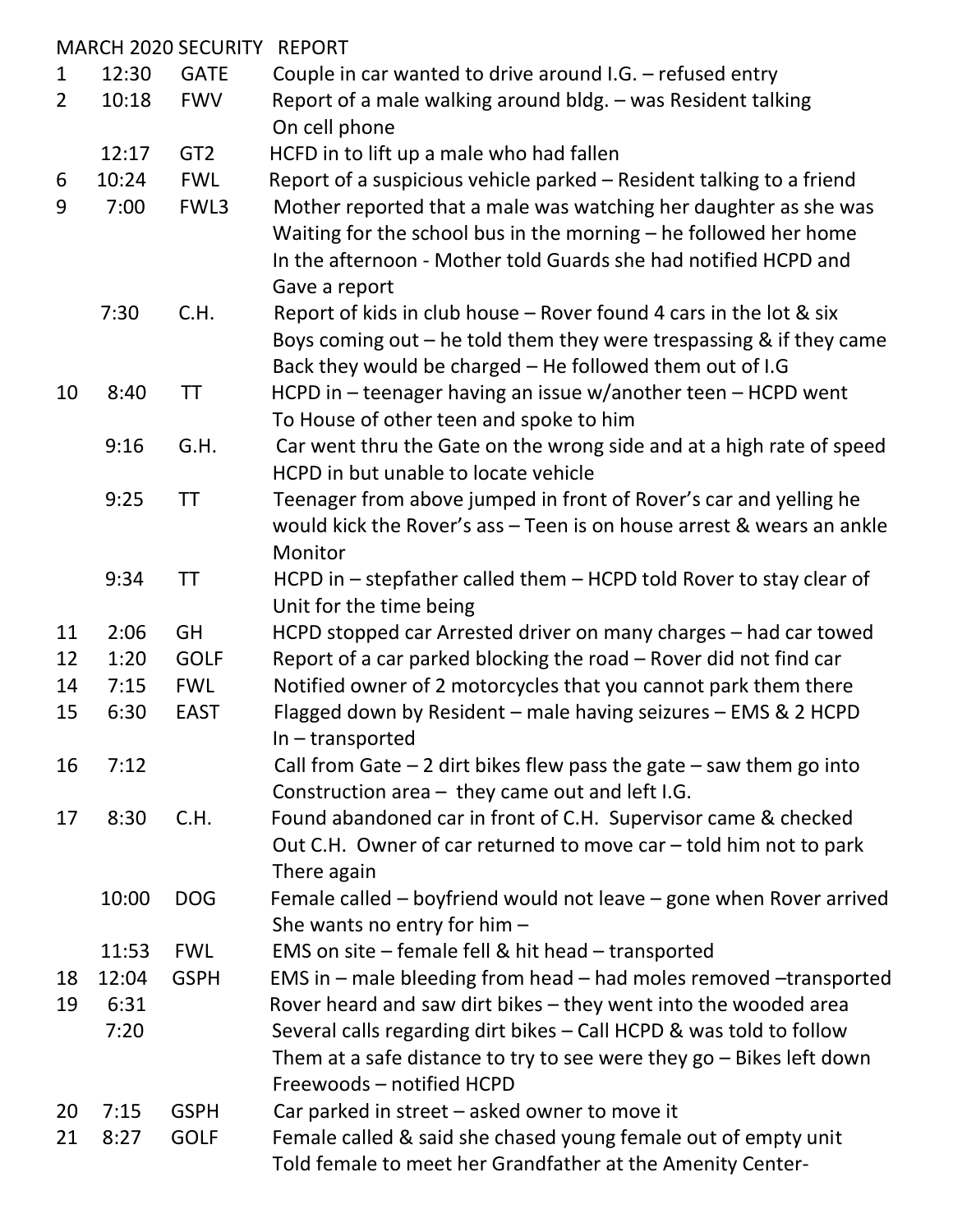MARCH 2020 SECURITY REPORT

| Day | Time | Location | Description |
|---|---|---|---|
| 1 | 12:30 | GATE | Couple in car wanted to drive around I.G. – refused entry |
| 2 | 10:18 | FWV | Report of a male walking around bldg. – was Resident talking On cell phone |
| | 12:17 | GT2 | HCFD in to lift up a male who had fallen |
| 6 | 10:24 | FWL | Report of a suspicious vehicle parked – Resident talking to a friend |
| 9 | 7:00 | FWL3 | Mother reported that a male was watching her daughter as she was Waiting for the school bus in the morning – he followed her home In the afternoon - Mother told Guards she had notified HCPD and Gave a report |
| | 7:30 | C.H. | Report of kids in club house – Rover found 4 cars in the lot & six Boys coming out – he told them they were trespassing & if they came Back they would be charged – He followed them out of I.G |
| 10 | 8:40 | TT | HCPD in – teenager having an issue w/another teen – HCPD went To House of other teen and spoke to him |
| | 9:16 | G.H. | Car went thru the Gate on the wrong side and at a high rate of speed HCPD in but unable to locate vehicle |
| | 9:25 | TT | Teenager from above jumped in front of Rover's car and yelling he would kick the Rover's ass – Teen is on house arrest & wears an ankle Monitor |
| | 9:34 | TT | HCPD in – stepfather called them – HCPD told Rover to stay clear of Unit for the time being |
| 11 | 2:06 | GH | HCPD stopped car Arrested driver on many charges – had car towed |
| 12 | 1:20 | GOLF | Report of a car parked blocking the road – Rover did not find car |
| 14 | 7:15 | FWL | Notified owner of 2 motorcycles that you cannot park them there |
| 15 | 6:30 | EAST | Flagged down by Resident – male having seizures – EMS & 2 HCPD In – transported |
| 16 | 7:12 | | Call from Gate – 2 dirt bikes flew pass the gate – saw them go into Construction area – they came out and left I.G. |
| 17 | 8:30 | C.H. | Found abandoned car in front of C.H. Supervisor came & checked Out C.H. Owner of car returned to move car – told him not to park There again |
| | 10:00 | DOG | Female called – boyfriend would not leave – gone when Rover arrived She wants no entry for him – |
| | 11:53 | FWL | EMS on site – female fell & hit head – transported |
| 18 | 12:04 | GSPH | EMS in – male bleeding from head – had moles removed –transported |
| 19 | 6:31 | | Rover heard and saw dirt bikes – they went into the wooded area |
| | 7:20 | | Several calls regarding dirt bikes – Call HCPD & was told to follow Them at a safe distance to try to see were they go – Bikes left down Freewoods – notified HCPD |
| 20 | 7:15 | GSPH | Car parked in street – asked owner to move it |
| 21 | 8:27 | GOLF | Female called & said she chased young female out of empty unit Told female to meet her Grandfather at the Amenity Center- |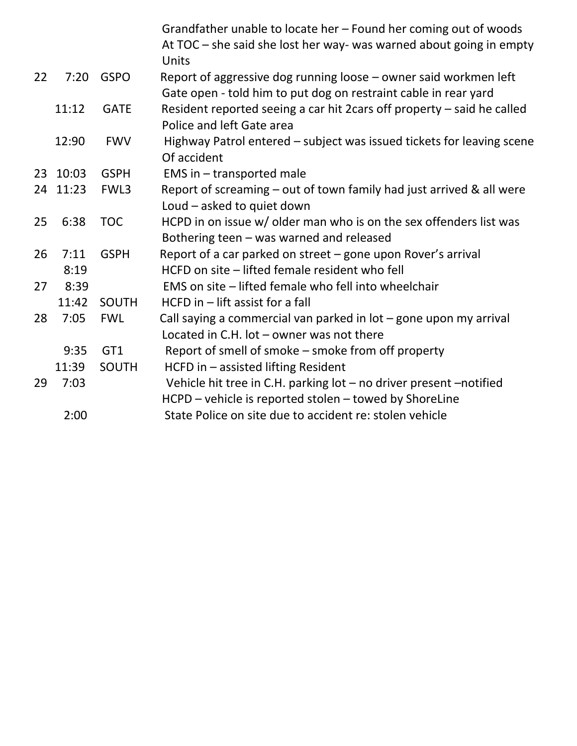| | | | |
|---|---|---|---|
| | | | Grandfather unable to locate her – Found her coming out of woods At TOC – she said she lost her way- was warned about going in empty Units |
| 22 | 7:20 | GSPO | Report of aggressive dog running loose – owner said workmen left Gate open - told him to put dog on restraint cable in rear yard |
| | 11:12 | GATE | Resident reported seeing a car hit 2cars off property – said he called Police and left Gate area |
| | 12:90 | FWV | Highway Patrol entered – subject was issued tickets for leaving scene Of accident |
| 23 | 10:03 | GSPH | EMS in – transported male |
| 24 | 11:23 | FWL3 | Report of screaming – out of town family had just arrived & all were Loud – asked to quiet down |
| 25 | 6:38 | TOC | HCPD in on issue w/ older man who is on the sex offenders list was Bothering teen – was warned and released |
| 26 | 7:11 | GSPH | Report of a car parked on street – gone upon Rover's arrival |
| | 8:19 | | HCFD on site – lifted female resident who fell |
| 27 | 8:39 | | EMS on site – lifted female who fell into wheelchair |
| | 11:42 | SOUTH | HCFD in – lift assist for a fall |
| 28 | 7:05 | FWL | Call saying a commercial van parked in lot – gone upon my arrival Located in C.H. lot – owner was not there |
| | 9:35 | GT1 | Report of smell of smoke – smoke from off property |
| | 11:39 | SOUTH | HCFD in – assisted lifting Resident |
| 29 | 7:03 | | Vehicle hit tree in C.H. parking lot – no driver present –notified HCPD – vehicle is reported stolen – towed by ShoreLine |
| | 2:00 | | State Police on site due to accident re: stolen vehicle |